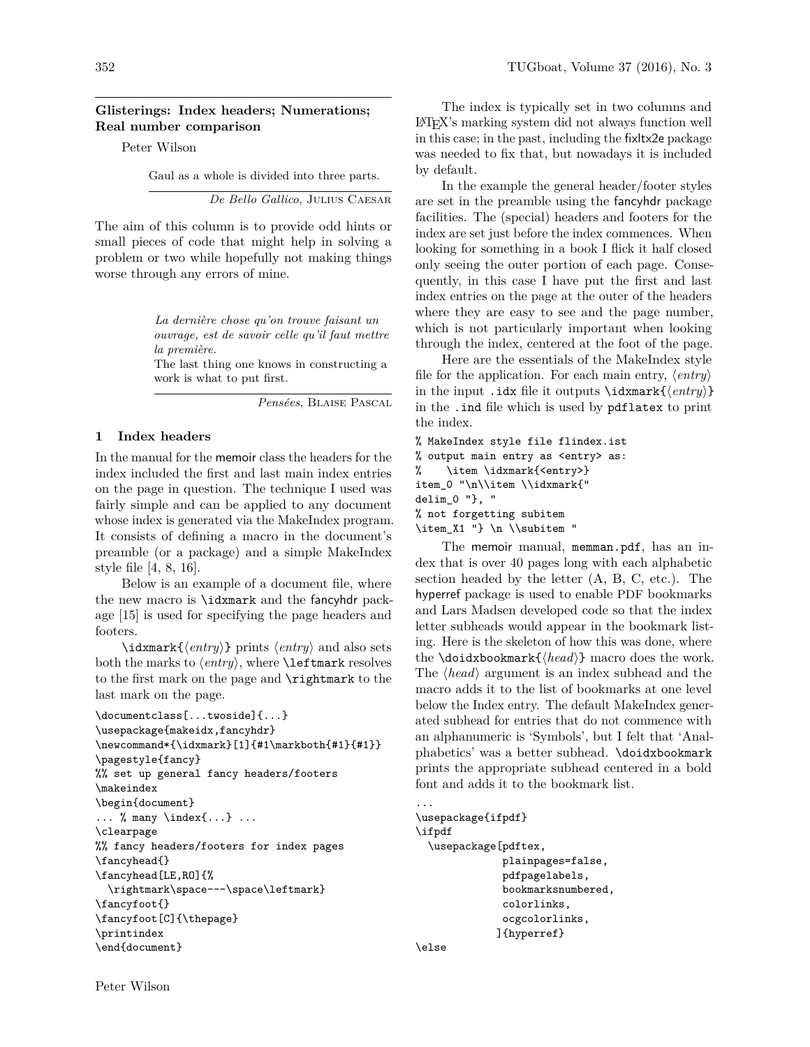## Glisterings: Index headers; Numerations; Real number comparison

Peter Wilson

> Gaul as a whole is divided into three parts.
>
> *De Bello Gallico*, Julius Caesar

The aim of this column is to provide odd hints or small pieces of code that might help in solving a problem or two while hopefully not making things worse through any errors of mine.

> *La dernière chose qu'on trouve faisant un ouvrage, est de savoir celle qu'il faut mettre la première.*
>
> The last thing one knows in constructing a work is what to put first.
>
> *Pensées*, Blaise Pascal

### 1 Index headers

In the manual for the memoir class the headers for the index included the first and last main index entries on the page in question. The technique I used was fairly simple and can be applied to any document whose index is generated via the MakeIndex program. It consists of defining a macro in the document's preamble (or a package) and a simple MakeIndex style file [4, 8, 16].

Below is an example of a document file, where the new macro is `\idxmark` and the fancyhdr package [15] is used for specifying the page headers and footers.

`\idxmark{⟨entry⟩}` prints ⟨*entry*⟩ and also sets both the marks to ⟨*entry*⟩, where `\leftmark` resolves to the first mark on the page and `\rightmark` to the last mark on the page.

```
\documentclass[...twoside]{...}
\usepackage{makeidx,fancyhdr}
\newcommand*{\idxmark}[1]{#1\markboth{#1}{#1}}
\pagestyle{fancy}
%% set up general fancy headers/footers
\makeindex
\begin{document}
... % many \index{...} ...
\clearpage
%% fancy headers/footers for index pages
\fancyhead{}
\fancyhead[LE,RO]{%
  \rightmark\space---\space\leftmark}
\fancyfoot{}
\fancyfoot[C]{\thepage}
\printindex
\end{document}
```

The index is typically set in two columns and LaTeX's marking system did not always function well in this case; in the past, including the fixltx2e package was needed to fix that, but nowadays it is included by default.

In the example the general header/footer styles are set in the preamble using the fancyhdr package facilities. The (special) headers and footers for the index are set just before the index commences. When looking for something in a book I flick it half closed only seeing the outer portion of each page. Consequently, in this case I have put the first and last index entries on the page at the outer of the headers where they are easy to see and the page number, which is not particularly important when looking through the index, centered at the foot of the page.

Here are the essentials of the MakeIndex style file for the application. For each main entry, ⟨*entry*⟩ in the input `.idx` file it outputs `\idxmark{⟨entry⟩}` in the `.ind` file which is used by `pdflatex` to print the index.

```
% MakeIndex style file flindex.ist
% output main entry as <entry> as:
%    \item \idxmark{<entry>}
item_0 "\n\\item \\idxmark{"
delim_0 "}, "
% not forgetting subitem
\item_X1 "} \n \\subitem "
```

The memoir manual, `memman.pdf`, has an index that is over 40 pages long with each alphabetic section headed by the letter (A, B, C, etc.). The hyperref package is used to enable PDF bookmarks and Lars Madsen developed code so that the index letter subheads would appear in the bookmark listing. Here is the skeleton of how this was done, where the `\doidxbookmark{⟨head⟩}` macro does the work. The ⟨*head*⟩ argument is an index subhead and the macro adds it to the list of bookmarks at one level below the Index entry. The default MakeIndex generated subhead for entries that do not commence with an alphanumeric is 'Symbols', but I felt that 'Analphabetics' was a better subhead. `\doidxbookmark` prints the appropriate subhead centered in a bold font and adds it to the bookmark list.

```
...
\usepackage{ifpdf}
\ifpdf
  \usepackage[pdftex,
              plainpages=false,
              pdfpagelabels,
              bookmarksnumbered,
              colorlinks,
              ocgcolorlinks,
             ]{hyperref}
\else
```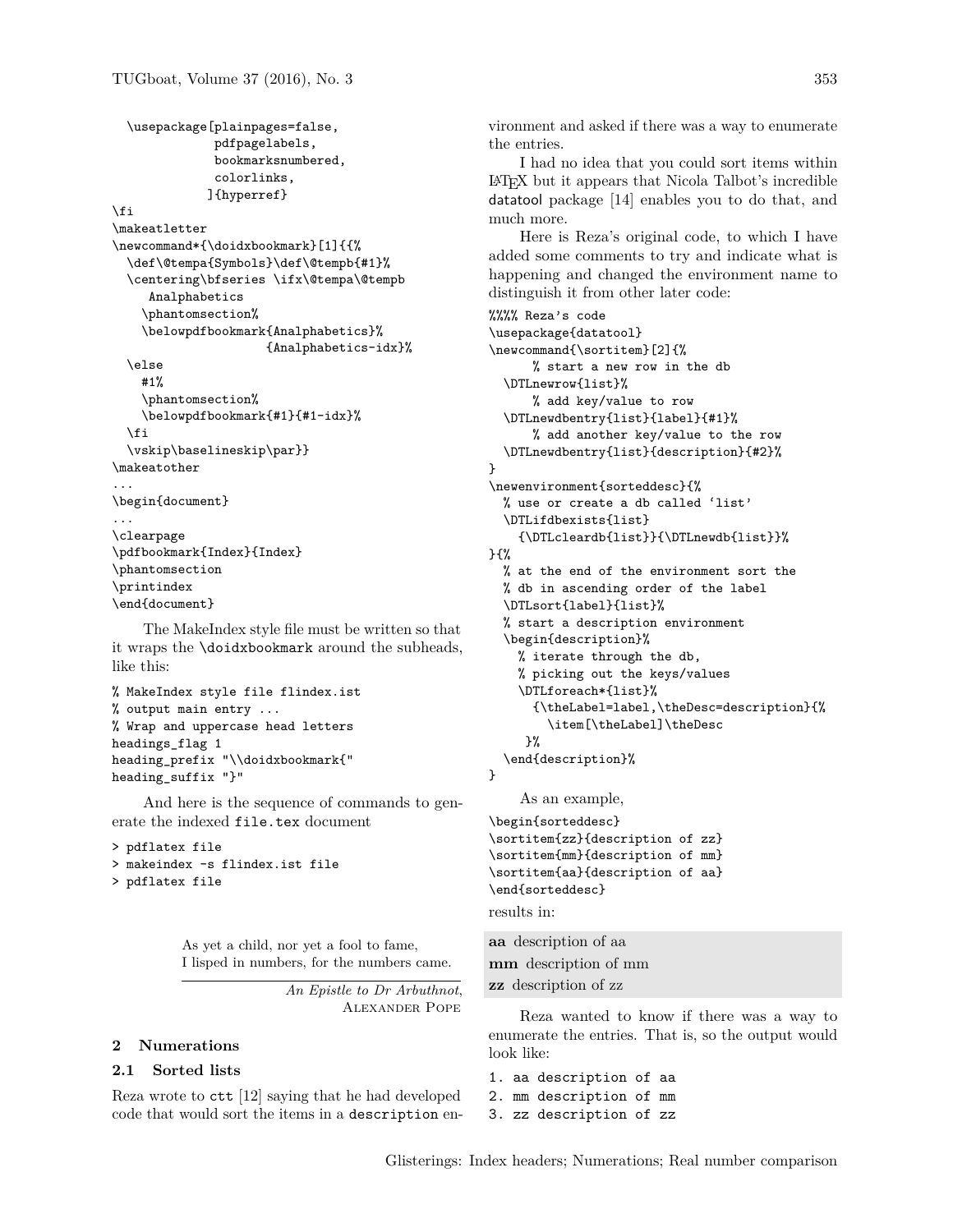```
  \usepackage[plainpages=false,
              pdfpagelabels,
              bookmarksnumbered,
              colorlinks,
             ]{hyperref}
\fi
\makeatletter
\newcommand*{\doidxbookmark}[1]{{%
  \def\@tempa{Symbols}\def\@tempb{#1}%
  \centering\bfseries \ifx\@tempa\@tempb
     Analphabetics
    \phantomsection%
    \belowpdfbookmark{Analphabetics}%
                     {Analphabetics-idx}%
  \else
    #1%
    \phantomsection%
    \belowpdfbookmark{#1}{#1-idx}%
  \fi
  \vskip\baselineskip\par}}
\makeatother
...
\begin{document}
...
\clearpage
\pdfbookmark{Index}{Index}
\phantomsection
\printindex
\end{document}
```

The MakeIndex style file must be written so that it wraps the `\doidxbookmark` around the subheads, like this:

```
% MakeIndex style file flindex.ist
% output main entry ...
% Wrap and uppercase head letters
headings_flag 1
heading_prefix "\\doidxbookmark{"
heading_suffix "}"
```

And here is the sequence of commands to generate the indexed `file.tex` document

```
> pdflatex file
> makeindex -s flindex.ist file
> pdflatex file
```

> As yet a child, nor yet a fool to fame,
> I lisped in numbers, for the numbers came.
>
> *An Epistle to Dr Arbuthnot*, Alexander Pope

## 2 Numerations

### 2.1 Sorted lists

Reza wrote to `ctt` [12] saying that he had developed code that would sort the items in a `description` environment and asked if there was a way to enumerate the entries.

I had no idea that you could sort items within LaTeX but it appears that Nicola Talbot's incredible datatool package [14] enables you to do that, and much more.

Here is Reza's original code, to which I have added some comments to try and indicate what is happening and changed the environment name to distinguish it from other later code:

```
%%%% Reza's code
\usepackage{datatool}
\newcommand{\sortitem}[2]{%
     % start a new row in the db
  \DTLnewrow{list}%
     % add key/value to row
  \DTLnewdbentry{list}{label}{#1}%
     % add another key/value to the row
  \DTLnewdbentry{list}{description}{#2}%
}
\newenvironment{sorteddesc}{%
  % use or create a db called 'list'
  \DTLifdbexists{list}
    {\DTLcleardb{list}}{\DTLnewdb{list}}%
}{%
  % at the end of the environment sort the
  % db in ascending order of the label
  \DTLsort{label}{list}%
  % start a description environment
  \begin{description}%
    % iterate through the db,
    % picking out the keys/values
    \DTLforeach*{list}%
      {\theLabel=label,\theDesc=description}{%
        \item[\theLabel]\theDesc
     }%
  \end{description}%
}
```

As an example,

```
\begin{sorteddesc}
\sortitem{zz}{description of zz}
\sortitem{mm}{description of mm}
\sortitem{aa}{description of aa}
\end{sorteddesc}
```

results in:

**aa** description of aa
**mm** description of mm
**zz** description of zz

Reza wanted to know if there was a way to enumerate the entries. That is, so the output would look like:

```
1. aa description of aa
2. mm description of mm
3. zz description of zz
```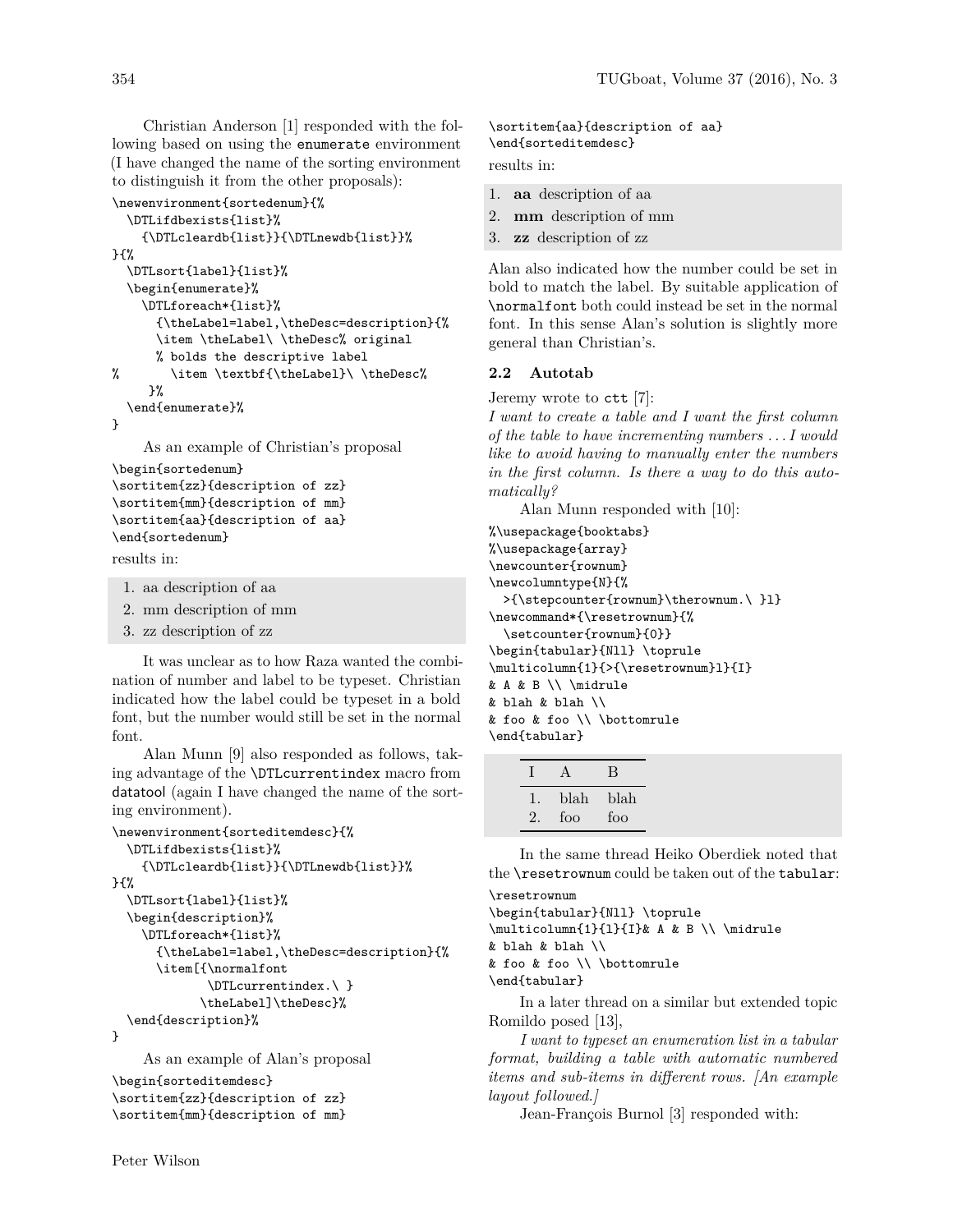Christian Anderson [1] responded with the following based on using the `enumerate` environment (I have changed the name of the sorting environment to distinguish it from the other proposals):

```
\newenvironment{sortedenum}{%
  \DTLifdbexists{list}%
    {\DTLcleardb{list}}{\DTLnewdb{list}}%
}{%
  \DTLsort{label}{list}%
  \begin{enumerate}%
    \DTLforeach*{list}%
      {\theLabel=label,\theDesc=description}{%
      \item \theLabel\ \theDesc% original
      % bolds the descriptive label
%       \item \textbf{\theLabel}\ \theDesc%
     }%
  \end{enumerate}%
}
```

As an example of Christian's proposal

```
\begin{sortedenum}
\sortitem{zz}{description of zz}
\sortitem{mm}{description of mm}
\sortitem{aa}{description of aa}
\end{sortedenum}
```

results in:

1. aa description of aa
2. mm description of mm
3. zz description of zz

It was unclear as to how Raza wanted the combination of number and label to be typeset. Christian indicated how the label could be typeset in a bold font, but the number would still be set in the normal font.

Alan Munn [9] also responded as follows, taking advantage of the `\DTLcurrentindex` macro from datatool (again I have changed the name of the sorting environment).

```
\newenvironment{sorteditemdesc}{%
  \DTLifdbexists{list}%
    {\DTLcleardb{list}}{\DTLnewdb{list}}%
}{%
  \DTLsort{label}{list}%
  \begin{description}%
    \DTLforeach*{list}%
      {\theLabel=label,\theDesc=description}{%
      \item[{\normalfont
             \DTLcurrentindex.\ }
           \theLabel]\theDesc}%
  \end{description}%
}
```

As an example of Alan's proposal

```
\begin{sorteditemdesc}
\sortitem{zz}{description of zz}
\sortitem{mm}{description of mm}
\sortitem{aa}{description of aa}
\end{sorteditemdesc}
```

results in:

1. **aa** description of aa
2. **mm** description of mm
3. **zz** description of zz

Alan also indicated how the number could be set in bold to match the label. By suitable application of `\normalfont` both could instead be set in the normal font. In this sense Alan's solution is slightly more general than Christian's.

### 2.2 Autotab

Jeremy wrote to `ctt` [7]:

*I want to create a table and I want the first column of the table to have incrementing numbers ... I would like to avoid having to manually enter the numbers in the first column. Is there a way to do this automatically?*

Alan Munn responded with [10]:

```
%\usepackage{booktabs}
%\usepackage{array}
\newcounter{rownum}
\newcolumntype{N}{%
  >{\stepcounter{rownum}\therownum.\ }l}
\newcommand*{\resetrownum}{%
  \setcounter{rownum}{0}}
\begin{tabular}{Nll} \toprule
\multicolumn{1}{>{\resetrownum}l}{I}
& A & B \\ \midrule
& blah & blah \\
& foo & foo \\ \bottomrule
\end{tabular}
```

| I | A | B |
|---|---|---|
| 1. | blah | blah |
| 2. | foo | foo |

In the same thread Heiko Oberdiek noted that the `\resetrownum` could be taken out of the `tabular`:

```
\resetrownum
\begin{tabular}{Nll} \toprule
\multicolumn{1}{l}{I}& A & B \\ \midrule
& blah & blah \\
& foo & foo \\ \bottomrule
\end{tabular}
```

In a later thread on a similar but extended topic Romildo posed [13],

*I want to typeset an enumeration list in a tabular format, building a table with automatic numbered items and sub-items in different rows. [An example layout followed.]*

Jean-François Burnol [3] responded with: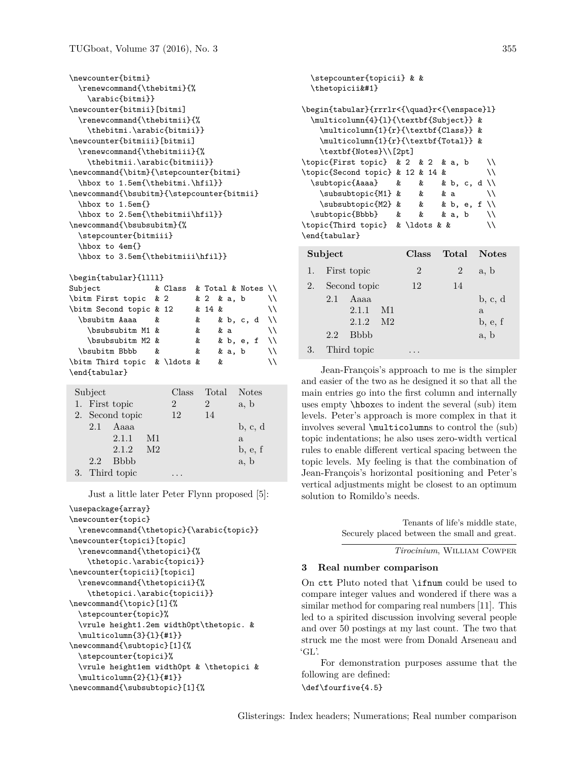```
\newcounter{bitmi}
  \renewcommand{\thebitmi}{%
    \arabic{bitmi}}
\newcounter{bitmii}[bitmi]
  \renewcommand{\thebitmii}{%
    \thebitmi.\arabic{bitmii}}
\newcounter{bitmiii}[bitmii]
  \renewcommand{\thebitmiii}{%
    \thebitmii.\arabic{bitmiii}}
\newcommand{\bitm}{\stepcounter{bitmi}
  \hbox to 1.5em{\thebitmi.\hfil}}
\newcommand{\bsubitm}{\stepcounter{bitmii}
  \hbox to 1.5em{}
  \hbox to 2.5em{\thebitmii\hfil}}
\newcommand{\bsubsubitm}{%
  \stepcounter{bitmiii}
  \hbox to 4em{}
  \hbox to 3.5em{\thebitmiii\hfil}}

\begin{tabular}{llll}
Subject          & Class  & Total & Notes \\
\bitm First topic  & 2      & 2  & a, b     \\
\bitm Second topic & 12     & 14 &          \\
  \bsubitm Aaaa    &        &    & b, c, d  \\
    \bsubsubitm M1 &        &    & a        \\
    \bsubsubitm M2 &        &    & b, e, f  \\
  \bsubitm Bbbb    &        &    & a, b     \\
\bitm Third topic  & \ldots &    &          \\
\end{tabular}
```

| Subject | | | Class | Total | Notes |
|---|---|---|---|---|---|
| 1. | First topic | | 2 | 2 | a, b |
| 2. | Second topic | | 12 | 14 | |
| | 2.1 | Aaaa | | | b, c, d |
| | 2.1.1 | M1 | | | a |
| | 2.1.2 | M2 | | | b, e, f |
| | 2.2 | Bbbb | | | a, b |
| 3. | Third topic | | … | | |

Just a little later Peter Flynn proposed [5]:

```
\usepackage{array}
\newcounter{topic}
  \renewcommand{\thetopic}{\arabic{topic}}
\newcounter{topici}[topic]
  \renewcommand{\thetopici}{%
    \thetopic.\arabic{topici}}
\newcounter{topicii}[topici]
  \renewcommand{\thetopicii}{%
    \thetopici.\arabic{topicii}}
\newcommand{\topic}[1]{%
  \stepcounter{topic}%
  \vrule height1.2em width0pt\thetopic. &
  \multicolumn{3}{l}{#1}}
\newcommand{\subtopic}[1]{%
  \stepcounter{topici}%
  \vrule height1em width0pt & \thetopici &
  \multicolumn{2}{l}{#1}}
\newcommand{\subsubtopic}[1]{%
  \stepcounter{topicii} & &
  \thetopicii&#1}

\begin{tabular}{rrrlr<{\quad}r<{\enspace}l}
  \multicolumn{4}{l}{\textbf{Subject}} &
    \multicolumn{1}{r}{\textbf{Class}} &
    \multicolumn{1}{r}{\textbf{Total}} &
    \textbf{Notes}\\[2pt]
\topic{First topic}  & 2  & 2  & a, b    \\
\topic{Second topic} & 12 & 14 &         \\
  \subtopic{Aaaa}    &    &    & b, c, d \\
    \subsubtopic{M1} &    &    & a       \\
    \subsubtopic{M2} &    &    & b, e, f \\
  \subtopic{Bbbb}    &    &    & a, b    \\
\topic{Third topic}  & \ldots & &        \\
\end{tabular}
```

| **Subject** | | | | **Class** | **Total** | **Notes** |
|---|---|---|---|---|---|---|
| 1. | First topic | | | 2 | 2 | a, b |
| 2. | Second topic | | | 12 | 14 | |
| | 2.1 | Aaaa | | | | b, c, d |
| | | 2.1.1 | M1 | | | a |
| | | 2.1.2 | M2 | | | b, e, f |
| | 2.2 | Bbbb | | | | a, b |
| 3. | Third topic | | | … | | |

Jean-François's approach to me is the simpler and easier of the two as he designed it so that all the main entries go into the first column and internally uses empty `\hbox`es to indent the several (sub) item levels. Peter's approach is more complex in that it involves several `\multicolumn`s to control the (sub) topic indentations; he also uses zero-width vertical rules to enable different vertical spacing between the topic levels. My feeling is that the combination of Jean-François's horizontal positioning and Peter's vertical adjustments might be closest to an optimum solution to Romildo's needs.

> Tenants of life's middle state,
> Securely placed between the small and great.
>
> *Tirocinium*, William Cowper

### 3 Real number comparison

On ctt Pluto noted that `\ifnum` could be used to compare integer values and wondered if there was a similar method for comparing real numbers [11]. This led to a spirited discussion involving several people and over 50 postings at my last count. The two that struck me the most were from Donald Arseneau and 'GL'.

For demonstration purposes assume that the following are defined:

```
\def\fourfive{4.5}
```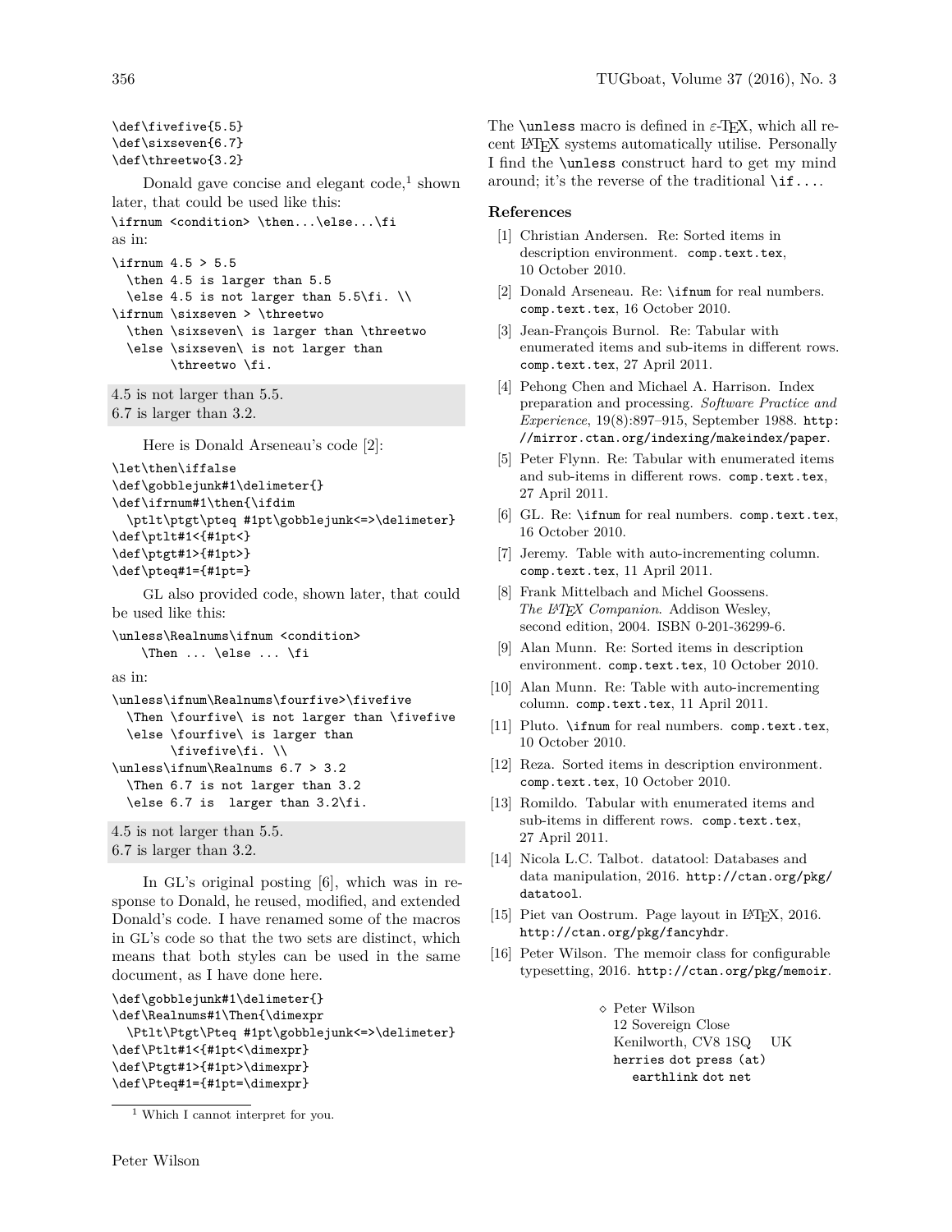```
\def\fivefive{5.5}
\def\sixseven{6.7}
\def\threetwo{3.2}
```

Donald gave concise and elegant code,[1] shown later, that could be used like this:

```
\ifrnum <condition> \then...\else...\fi
```

as in:

```
\ifrnum 4.5 > 5.5
  \then 4.5 is larger than 5.5
  \else 4.5 is not larger than 5.5\fi. \\
\ifrnum \sixseven > \threetwo
  \then \sixseven\ is larger than \threetwo
  \else \sixseven\ is not larger than
        \threetwo \fi.
```

4.5 is not larger than 5.5.
6.7 is larger than 3.2.

Here is Donald Arseneau's code [2]:

```
\let\then\iffalse
\def\gobblejunk#1\delimeter{}
\def\ifrnum#1\then{\ifdim
  \ptlt\ptgt\pteq #1pt\gobblejunk<=>\delimeter}
\def\ptlt#1<{#1pt<}
\def\ptgt#1>{#1pt>}
\def\pteq#1={#1pt=}
```

GL also provided code, shown later, that could be used like this:

```
\unless\Realnums\ifnum <condition>
    \Then ... \else ... \fi
```

as in:

```
\unless\ifnum\Realnums\fourfive>\fivefive
  \Then \fourfive\ is not larger than \fivefive
  \else \fourfive\ is larger than
        \fivefive\fi. \\
\unless\ifnum\Realnums 6.7 > 3.2
  \Then 6.7 is not larger than 3.2
  \else 6.7 is  larger than 3.2\fi.
```

4.5 is not larger than 5.5.
6.7 is larger than 3.2.

In GL's original posting [6], which was in response to Donald, he reused, modified, and extended Donald's code. I have renamed some of the macros in GL's code so that the two sets are distinct, which means that both styles can be used in the same document, as I have done here.

```
\def\gobblejunk#1\delimeter{}
\def\Realnums#1\Then{\dimexpr
  \Ptlt\Ptgt\Pteq #1pt\gobblejunk<=>\delimeter}
\def\Ptlt#1<{#1pt<\dimexpr}
\def\Ptgt#1>{#1pt>\dimexpr}
\def\Pteq#1={#1pt=\dimexpr}
```

[1] Which I cannot interpret for you.

The `\unless` macro is defined in ε-TeX, which all recent LaTeX systems automatically utilise. Personally I find the `\unless` construct hard to get my mind around; it's the reverse of the traditional `\if...`.

## References

[1] Christian Andersen. Re: Sorted items in description environment. `comp.text.tex`, 10 October 2010.

[2] Donald Arseneau. Re: `\ifnum` for real numbers. `comp.text.tex`, 16 October 2010.

[3] Jean-François Burnol. Re: Tabular with enumerated items and sub-items in different rows. `comp.text.tex`, 27 April 2011.

[4] Pehong Chen and Michael A. Harrison. Index preparation and processing. *Software Practice and Experience*, 19(8):897–915, September 1988. `http://mirror.ctan.org/indexing/makeindex/paper`.

[5] Peter Flynn. Re: Tabular with enumerated items and sub-items in different rows. `comp.text.tex`, 27 April 2011.

[6] GL. Re: `\ifnum` for real numbers. `comp.text.tex`, 16 October 2010.

[7] Jeremy. Table with auto-incrementing column. `comp.text.tex`, 11 April 2011.

[8] Frank Mittelbach and Michel Goossens. *The LaTeX Companion*. Addison Wesley, second edition, 2004. ISBN 0-201-36299-6.

[9] Alan Munn. Re: Sorted items in description environment. `comp.text.tex`, 10 October 2010.

[10] Alan Munn. Re: Table with auto-incrementing column. `comp.text.tex`, 11 April 2011.

[11] Pluto. `\ifnum` for real numbers. `comp.text.tex`, 10 October 2010.

[12] Reza. Sorted items in description environment. `comp.text.tex`, 10 October 2010.

[13] Romildo. Tabular with enumerated items and sub-items in different rows. `comp.text.tex`, 27 April 2011.

[14] Nicola L.C. Talbot. datatool: Databases and data manipulation, 2016. `http://ctan.org/pkg/datatool`.

[15] Piet van Oostrum. Page layout in LaTeX, 2016. `http://ctan.org/pkg/fancyhdr`.

[16] Peter Wilson. The memoir class for configurable typesetting, 2016. `http://ctan.org/pkg/memoir`.

◇ Peter Wilson
12 Sovereign Close
Kenilworth, CV8 1SQ UK
`herries dot press (at) earthlink dot net`